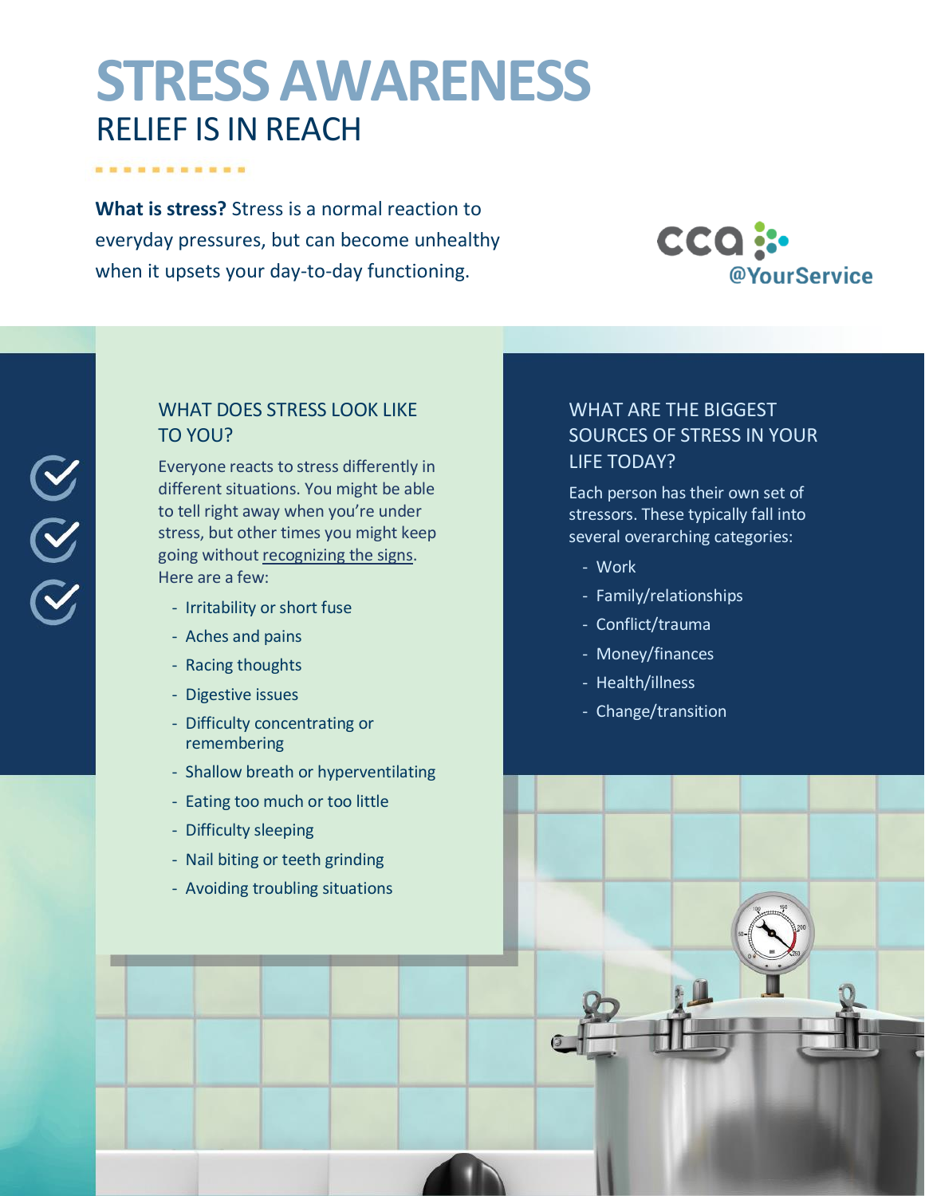# STRESS AWARENESS

## RELIEF IS IN REACH

**What is stress?** Stress is a normal reaction to everyday pressures, but can become unhealthy when it upsets your day-to-day functioning.

cca @YourService

### WHAT DOES STRESS LOOK LIKE TO YOU?

Everyone reacts to stress differently in different situations. You might be able to tell right away when you're under stress, but other times you might keep going without recognizing the signs. Here are a few:

- Irritability or short fuse
- Aches and pains
- Racing thoughts
- Digestive issues
- Difficulty concentrating or remembering
- Shallow breath or hyperventilating
- Eating too much or too little
- Difficulty sleeping
- Nail biting or teeth grinding
- Avoiding troubling situations

### WHAT ARE THE BIGGEST SOURCES OF STRESS IN YOUR LIFE TODAY?

Each person has their own set of stressors. These typically fall into several overarching categories:

- Work
- Family/relationships
- Conflict/trauma
- Money/finances
- Health/illness
- Change/transition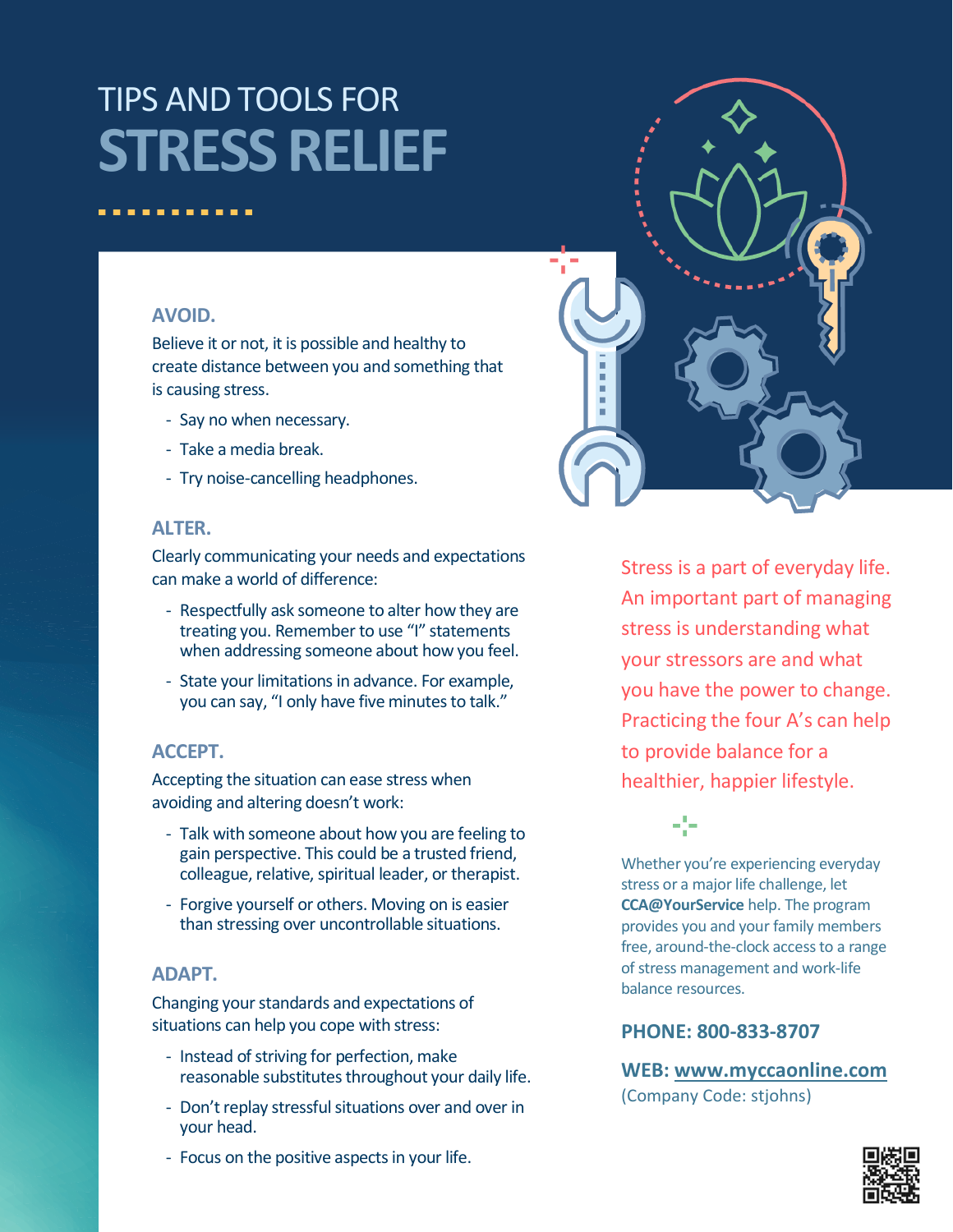# TIPS AND TOOLS FOR STRESS RELIEF

### AVOID.

Believe it or not, it is possible and healthy to create distance between you and something that is causing stress.

- Say no when necessary.
- Take a media break.
- Try noise-cancelling headphones.

### ALTER.

Clearly communicating your needs and expectations can make a world of difference:

- Respectfully ask someone to alter how they are treating you. Remember to use "I" statements when addressing someone about how you feel.
- State your limitations in advance. For example, you can say, "I only have five minutes to talk."

### ACCEPT.

Accepting the situation can ease stress when avoiding and altering doesn't work:

- Talk with someone about how you are feeling to gain perspective. This could be a trusted friend, colleague, relative, spiritual leader, or therapist.
- Forgive yourself or others. Moving on is easier than stressing over uncontrollable situations.

### ADAPT.

Changing your standards and expectations of situations can help you cope with stress:

- Instead of striving for perfection, make reasonable substitutes throughout your daily life.
- Don't replay stressful situations over and over in your head.
- Focus on the positive aspects in your life.

Stress is a part of everyday life. An important part of managing stress is understanding what your stressors are and what you have the power to change. Practicing the four A's can help to provide balance for a healthier, happier lifestyle.

Whether you're experiencing everyday stress or a major life challenge, let **CCA@YourService** help. The program provides you and your family members free, around-the-clock access to a range of stress management and work-life balance resources.

**PHONE: 800-833-8707**

**WEB: www.myccaonline.com**
(Company Code: stjohns)